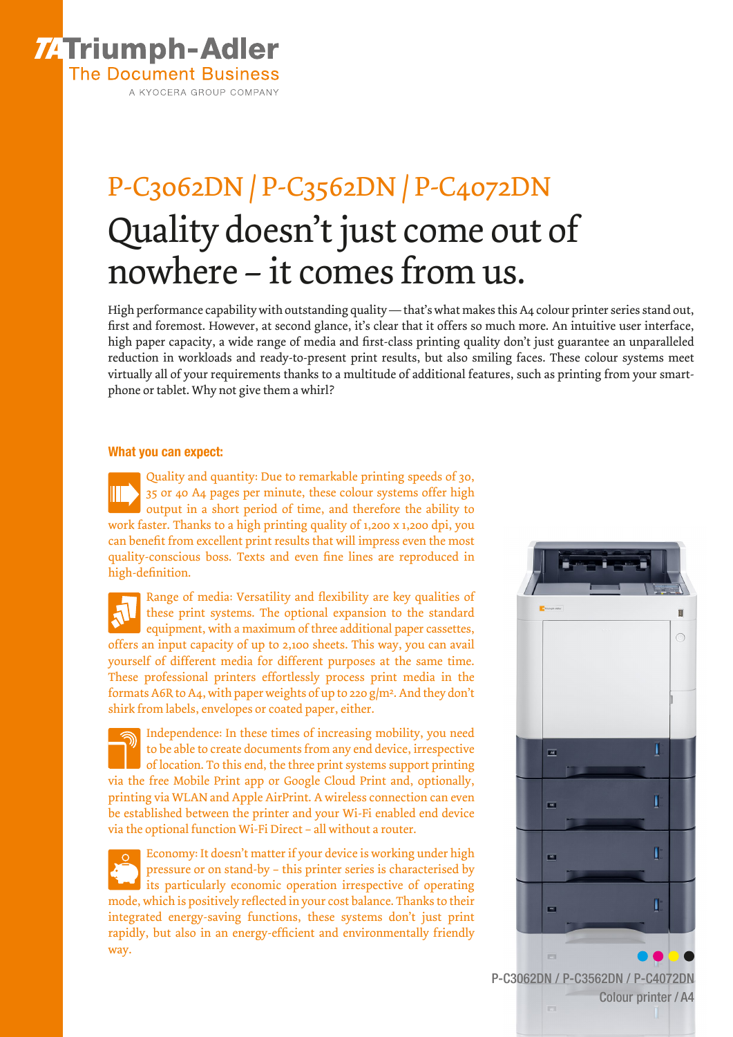Triumph-Adler
The Document Business
A KYOCERA GROUP COMPANY

# P-C3062DN / P-C3562DN / P-C4072DN

# Quality doesn't just come out of nowhere – it comes from us.

High performance capability with outstanding quality — that's what makes this A4 colour printer series stand out, first and foremost. However, at second glance, it's clear that it offers so much more. An intuitive user interface, high paper capacity, a wide range of media and first-class printing quality don't just guarantee an unparalleled reduction in workloads and ready-to-present print results, but also smiling faces. These colour systems meet virtually all of your requirements thanks to a multitude of additional features, such as printing from your smartphone or tablet. Why not give them a whirl?

**What you can expect:**

Quality and quantity: Due to remarkable printing speeds of 30, 35 or 40 A4 pages per minute, these colour systems offer high output in a short period of time, and therefore the ability to work faster. Thanks to a high printing quality of 1,200 x 1,200 dpi, you can benefit from excellent print results that will impress even the most quality-conscious boss. Texts and even fine lines are reproduced in high-definition.

Range of media: Versatility and flexibility are key qualities of these print systems. The optional expansion to the standard equipment, with a maximum of three additional paper cassettes, offers an input capacity of up to 2,100 sheets. This way, you can avail yourself of different media for different purposes at the same time. These professional printers effortlessly process print media in the formats A6R to A4, with paper weights of up to 220 g/m². And they don't shirk from labels, envelopes or coated paper, either.

Independence: In these times of increasing mobility, you need to be able to create documents from any end device, irrespective of location. To this end, the three print systems support printing via the free Mobile Print app or Google Cloud Print and, optionally, printing via WLAN and Apple AirPrint. A wireless connection can even be established between the printer and your Wi-Fi enabled end device via the optional function Wi-Fi Direct – all without a router.

Economy: It doesn't matter if your device is working under high pressure or on stand-by – this printer series is characterised by its particularly economic operation irrespective of operating mode, which is positively reflected in your cost balance. Thanks to their integrated energy-saving functions, these systems don't just print rapidly, but also in an energy-efficient and environmentally friendly way.

P-C3062DN / P-C3562DN / P-C4072DN
Colour printer / A4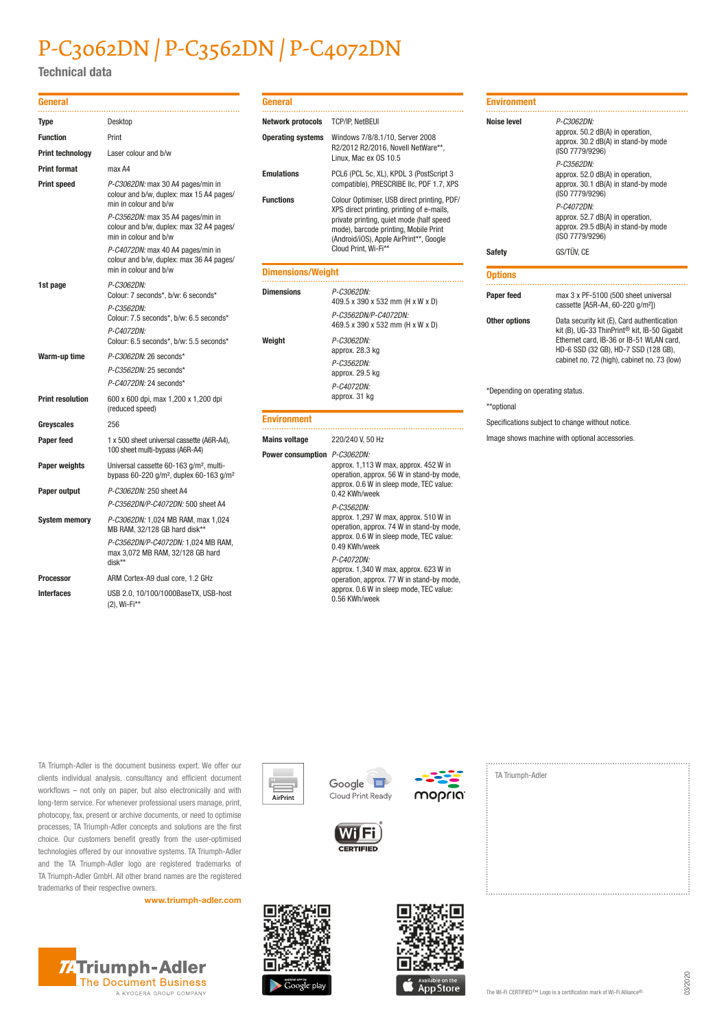# P-C3062DN | P-C3562DN | P-C4072DN

## Technical data

### General

| | |
|---|---|
| **Type** | Desktop |
| **Function** | Print |
| **Print technology** | Laser colour and b/w |
| **Print format** | max A4 |
| **Print speed** | *P-C3062DN:* max 30 A4 pages/min in colour and b/w, duplex: max 15 A4 pages/min in colour and b/w<br>*P-C3562DN:* max 35 A4 pages/min in colour and b/w, duplex: max 32 A4 pages/min in colour and b/w<br>*P-C4072DN:* max 40 A4 pages/min in colour and b/w, duplex: max 36 A4 pages/min in colour and b/w |
| **1st page** | *P-C3062DN:*<br>Colour: 7 seconds*, b/w: 6 seconds*<br>*P-C3562DN:*<br>Colour: 7.5 seconds*, b/w: 6.5 seconds*<br>*P-C4072DN:*<br>Colour: 6.5 seconds*, b/w: 5.5 seconds* |
| **Warm-up time** | *P-C3062DN:* 26 seconds*<br>*P-C3562DN:* 25 seconds*<br>*P-C4072DN:* 24 seconds* |
| **Print resolution** | 600 x 600 dpi, max 1,200 x 1,200 dpi (reduced speed) |
| **Greyscales** | 256 |
| **Paper feed** | 1 x 500 sheet universal cassette (A6R-A4), 100 sheet multi-bypass (A6R-A4) |
| **Paper weights** | Universal cassette 60-163 g/m², multi-bypass 60-220 g/m², duplex 60-163 g/m² |
| **Paper output** | *P-C3062DN:* 250 sheet A4<br>*P-C3562DN/P-C4072DN:* 500 sheet A4 |
| **System memory** | *P-C3062DN:* 1,024 MB RAM, max 1,024 MB RAM, 32/128 GB hard disk**<br>*P-C3562DN/P-C4072DN:* 1,024 MB RAM, max 3,072 MB RAM, 32/128 GB hard disk** |
| **Processor** | ARM Cortex-A9 dual core, 1.2 GHz |
| **Interfaces** | USB 2.0, 10/100/1000BaseTX, USB-host (2), Wi-Fi** |

### General

| | |
|---|---|
| **Network protocols** | TCP/IP, NetBEUI |
| **Operating systems** | Windows 7/8/8.1/10, Server 2008 R2/2012 R2/2016, Novell NetWare**, Linux, Mac ex OS 10.5 |
| **Emulations** | PCL6 (PCL 5c, XL), KPDL 3 (PostScript 3 compatible), PRESCRIBE IIc, PDF 1.7, XPS |
| **Functions** | Colour Optimiser, USB direct printing, PDF/XPS direct printing, printing of e-mails, private printing, quiet mode (half speed mode), barcode printing, Mobile Print (Android/iOS), Apple AirPrint**, Google Cloud Print, Wi-Fi** |

### Dimensions/Weight

| | |
|---|---|
| **Dimensions** | *P-C3062DN:*<br>409.5 x 390 x 532 mm (H x W x D)<br>*P-C3562DN/P-C4072DN:*<br>469.5 x 390 x 532 mm (H x W x D) |
| **Weight** | *P-C3062DN:*<br>approx. 28.3 kg<br>*P-C3562DN:*<br>approx. 29.5 kg<br>*P-C4072DN:*<br>approx. 31 kg |

### Environment

| | |
|---|---|
| **Mains voltage** | 220/240 V, 50 Hz |
| **Power consumption** | *P-C3062DN:*<br>approx. 1,113 W max, approx. 452 W in operation, approx. 56 W in stand-by mode, approx. 0.6 W in sleep mode, TEC value: 0.42 KWh/week<br>*P-C3562DN:*<br>approx. 1,297 W max, approx. 510 W in operation, approx. 74 W in stand-by mode, approx. 0.6 W in sleep mode, TEC value: 0.49 KWh/week<br>*P-C4072DN:*<br>approx. 1,340 W max, approx. 623 W in operation, approx. 77 W in stand-by mode, approx. 0.6 W in sleep mode, TEC value: 0.56 KWh/week |

### Environment

| | |
|---|---|
| **Noise level** | *P-C3062DN:*<br>approx. 50.2 dB(A) in operation, approx. 30.2 dB(A) in stand-by mode (ISO 7779/9296)<br>*P-C3562DN:*<br>approx. 52.0 dB(A) in operation, approx. 30.1 dB(A) in stand-by mode (ISO 7779/9296)<br>*P-C4072DN:*<br>approx. 52.7 dB(A) in operation, approx. 29.5 dB(A) in stand-by mode (ISO 7779/9296) |
| **Safety** | GS/TÜV, CE |

### Options

| | |
|---|---|
| **Paper feed** | max 3 x PF-5100 (500 sheet universal cassette [A5R-A4, 60-220 g/m²]) |
| **Other options** | Data security kit (E), Card authentication kit (B), UG-33 ThinPrint® kit, IB-50 Gigabit Ethernet card, IB-36 or IB-51 WLAN card, HD-6 SSD (32 GB), HD-7 SSD (128 GB), cabinet no. 72 (high), cabinet no. 73 (low) |

*Depending on operating status.

**optional

Specifications subject to change without notice.

Image shows machine with optional accessories.

TA Triumph-Adler is the document business expert. We offer our clients individual analysis, consultancy and efficient document workflows – not only on paper, but also electronically and with long-term service. For whenever professional users manage, print, photocopy, fax, present or archive documents, or need to optimise processes, TA Triumph-Adler concepts and solutions are the first choice. Our customers benefit greatly from the user-optimised technologies offered by our innovative systems. TA Triumph-Adler and the TA Triumph-Adler logo are registered trademarks of TA Triumph-Adler GmbH. All other brand names are the registered trademarks of their respective owners.

**www.triumph-adler.com**

AirPrint

Google Cloud Print Ready

mopria

Wi-Fi CERTIFIED

TA Triumph-Adler – The Document Business – A KYOCERA GROUP COMPANY

TA Triumph-Adler

The Wi-Fi CERTIFIED™ Logo is a certification mark of Wi-Fi Alliance®

03/2020